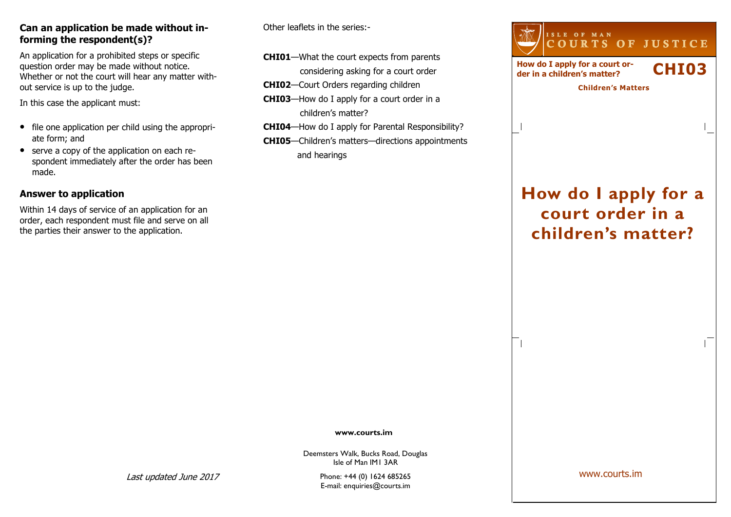## Can an application be made without informing the respondent(s)?

An application for a prohibited steps or specific question order may be made without notice. Whether or not the court will hear any matter without service is up to the judge.

In this case the applicant must:

- file one application per child using the appropriate form; and
- serve a copy of the application on each respondent immediately after the order has been made.

## Answer to application

Within 14 days of service of an application for an order, each respondent must file and serve on all the parties their answer to the application.

*Last updated June 2017*

Other leaflets in the series:-

**CHI01**—What the court expects from parents considering asking for a court order

**CHI02**—Court Orders regarding children

**CHI03**—How do I apply for a court order in a children's matter?

**CHI04**—How do I apply for Parental Responsibility?

**CHI05**—Children's matters—directions appointments and hearings

**www.courts.im**

Deemsters Walk, Bucks Road, Douglas
Isle of Man IM1 3AR

Phone: +44 (0) 1624 685265
E-mail: enquiries@courts.im

ISLE OF MAN
COURTS OF JUSTICE

**How do I apply for a court order in a children's matter?** **CHI03**

**Children's Matters**

# How do I apply for a court order in a children's matter?

www.courts.im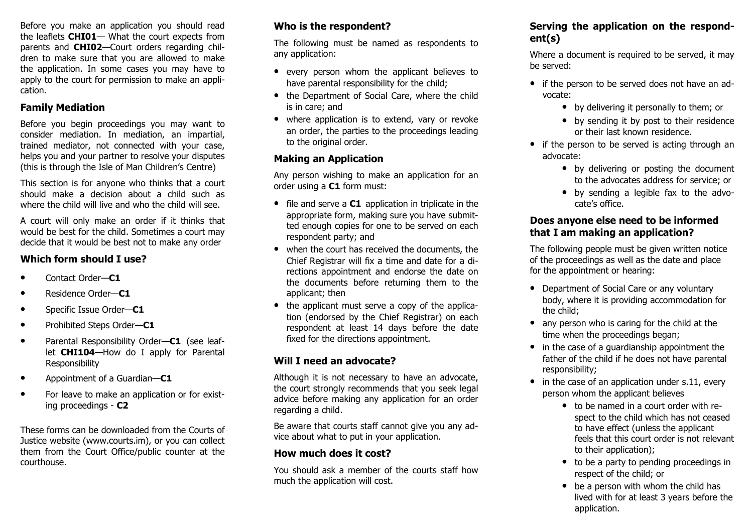Before you make an application you should read the leaflets **CHI01**— What the court expects from parents and **CHI02**—Court orders regarding children to make sure that you are allowed to make the application. In some cases you may have to apply to the court for permission to make an application.

## Family Mediation

Before you begin proceedings you may want to consider mediation. In mediation, an impartial, trained mediator, not connected with your case, helps you and your partner to resolve your disputes (this is through the Isle of Man Children's Centre)

This section is for anyone who thinks that a court should make a decision about a child such as where the child will live and who the child will see.

A court will only make an order if it thinks that would be best for the child. Sometimes a court may decide that it would be best not to make any order

## Which form should I use?

- Contact Order—**C1**
- Residence Order—**C1**
- Specific Issue Order—**C1**
- Prohibited Steps Order—**C1**
- Parental Responsibility Order—**C1** (see leaflet **CHI104**—How do I apply for Parental Responsibility
- Appointment of a Guardian—**C1**
- For leave to make an application or for existing proceedings - **C2**

These forms can be downloaded from the Courts of Justice website (www.courts.im), or you can collect them from the Court Office/public counter at the courthouse.

## Who is the respondent?

The following must be named as respondents to any application:

- every person whom the applicant believes to have parental responsibility for the child;
- the Department of Social Care, where the child is in care; and
- where application is to extend, vary or revoke an order, the parties to the proceedings leading to the original order.

## Making an Application

Any person wishing to make an application for an order using a **C1** form must:

- file and serve a **C1** application in triplicate in the appropriate form, making sure you have submitted enough copies for one to be served on each respondent party; and
- when the court has received the documents, the Chief Registrar will fix a time and date for a directions appointment and endorse the date on the documents before returning them to the applicant; then
- the applicant must serve a copy of the application (endorsed by the Chief Registrar) on each respondent at least 14 days before the date fixed for the directions appointment.

## Will I need an advocate?

Although it is not necessary to have an advocate, the court strongly recommends that you seek legal advice before making any application for an order regarding a child.

Be aware that courts staff cannot give you any advice about what to put in your application.

## How much does it cost?

You should ask a member of the courts staff how much the application will cost.

## Serving the application on the respondent(s)

Where a document is required to be served, it may be served:

- if the person to be served does not have an advocate:
  - by delivering it personally to them; or
  - by sending it by post to their residence or their last known residence.
- if the person to be served is acting through an advocate:
  - by delivering or posting the document to the advocates address for service; or
  - by sending a legible fax to the advocate's office.

## Does anyone else need to be informed that I am making an application?

The following people must be given written notice of the proceedings as well as the date and place for the appointment or hearing:

- Department of Social Care or any voluntary body, where it is providing accommodation for the child;
- any person who is caring for the child at the time when the proceedings began;
- in the case of a guardianship appointment the father of the child if he does not have parental responsibility;
- in the case of an application under s.11, every person whom the applicant believes
  - to be named in a court order with respect to the child which has not ceased to have effect (unless the applicant feels that this court order is not relevant to their application);
  - to be a party to pending proceedings in respect of the child; or
  - be a person with whom the child has lived with for at least 3 years before the application.